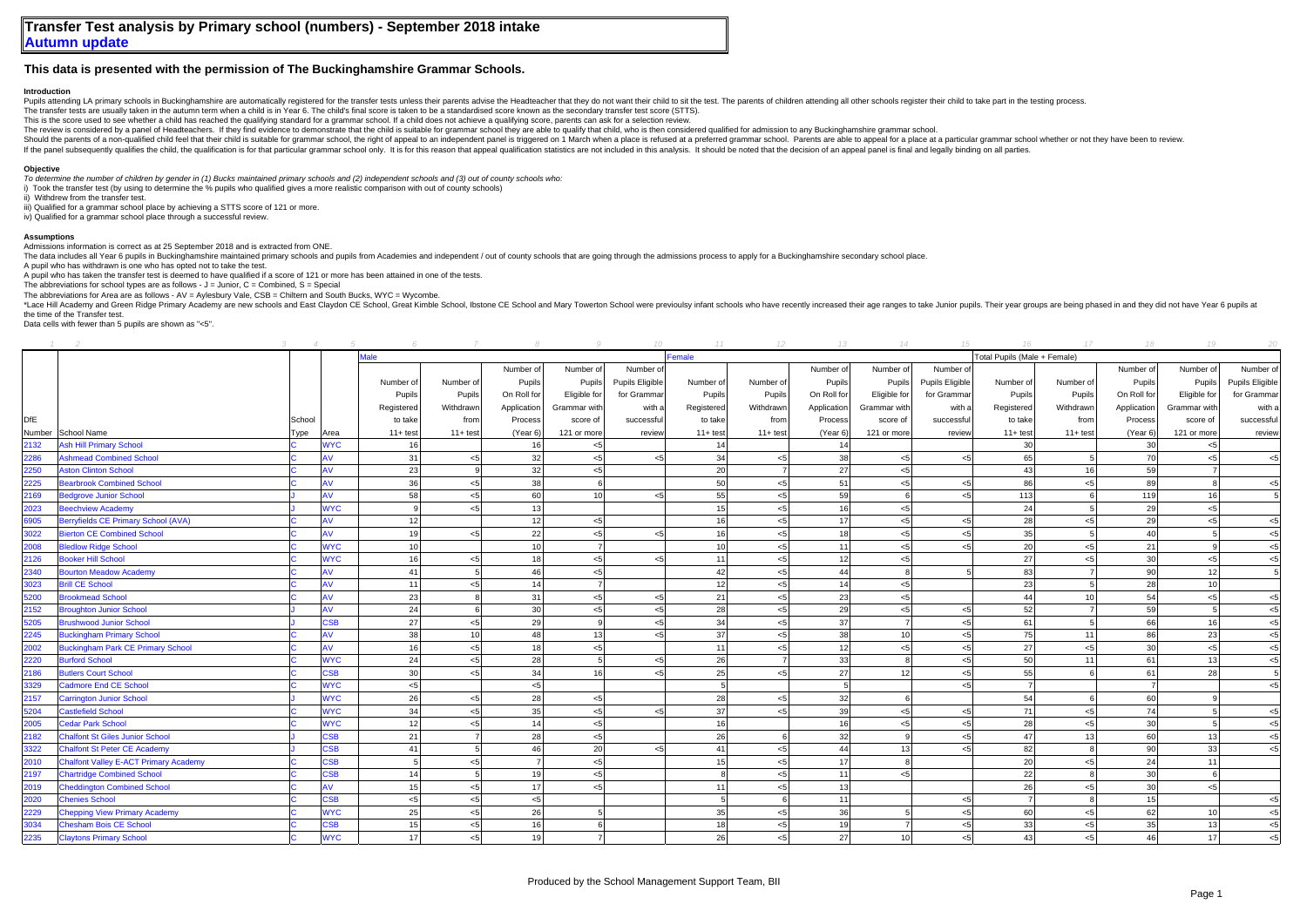# Transfer Test analysis by Primary school (numbers) - September 2018 intake
## Autumn update

### This data is presented with the permission of The Buckinghamshire Grammar Schools.

**Introduction**

Pupils attending LA primary schools in Buckinghamshire are automatically registered for the transfer tests unless their parents advise the Headteacher that they do not want their child to sit the test. The parents of children attending all other schools register their child to take part in the testing process.
The transfer tests are usually taken in the autumn term when a child is in Year 6. The child's final score is taken to be a standardised score known as the secondary transfer test score (STTS).
This is the score used to see whether a child has reached the qualifying standard for a grammar school. If a child does not achieve a qualifying score, parents can ask for a selection review.
The review is considered by a panel of Headteachers. If they find evidence to demonstrate that the child is suitable for grammar school they are able to qualify that child, who is then considered qualified for admission to any Buckinghamshire grammar school.
Should the parents of a non-qualified child feel that their child is suitable for grammar school, the right of appeal to an independent panel is triggered on 1 March when a place is refused at a preferred grammar school. Parents are able to appeal for a place at a particular grammar school whether or not they have been to review.
If the panel subsequently qualifies the child, the qualification is for that particular grammar school only. It is for this reason that appeal qualification statistics are not included in this analysis. It should be noted that the decision of an appeal panel is final and legally binding on all parties.

**Objective**

*To determine the number of children by gender in (1) Bucks maintained primary schools and (2) independent schools and (3) out of county schools who:*
i) Took the transfer test (by using to determine the % pupils who qualified gives a more realistic comparison with out of county schools)
ii) Withdrew from the transfer test.
iii) Qualified for a grammar school place by achieving a STTS score of 121 or more.
iv) Qualified for a grammar school place through a successful review.

**Assumptions**

Admissions information is correct as at 25 September 2018 and is extracted from ONE.
The data includes all Year 6 pupils in Buckinghamshire maintained primary schools and pupils from Academies and independent / out of county schools that are going through the admissions process to apply for a Buckinghamshire secondary school place.
A pupil who has withdrawn is one who has opted not to take the test.
A pupil who has taken the transfer test is deemed to have qualified if a score of 121 or more has been attained in one of the tests.
The abbreviations for school types are as follows - J = Junior, C = Combined, S = Special
The abbreviations for Area are as follows - AV = Aylesbury Vale, CSB = Chiltern and South Bucks, WYC = Wycombe.
*Lace Hill Academy and Green Ridge Primary Academy are new schools and East Claydon CE School, Great Kimble School, Ibstone CE School and Mary Towerton School were previoulsy infant schools who have recently increased their age ranges to take Junior pupils. Their year groups are being phased in and they did not have Year 6 pupils at the time of the Transfer test.
Data cells with fewer than 5 pupils are shown as "<5".

| 1 | 2 | 3 | 4 | 5 | 6 | 7 | 8 | 9 | 10 | 11 | 12 | 13 | 14 | 15 | 16 | 17 | 18 | 19 | 20 |
|---|---|---|---|---|---|---|---|---|---|---|---|---|---|---|---|---|---|---|---|
| | | | | Male | | | | | Female | | | | | Total Pupils (Male + Female) | | | | | |
| DfE Number | School Name | School Type | Area | Number of Pupils Registered to take 11+ test | Number of Pupils Withdrawn from 11+ test | Number of Pupils On Roll for Application Process (Year 6) | Number of Pupils Eligible for Grammar with score of 121 or more | Number of Pupils Eligible for Grammar with a successful review | Number of Pupils Registered to take 11+ test | Number of Pupils Withdrawn from 11+ test | Number of Pupils On Roll for Application Process (Year 6) | Number of Pupils Eligible for Grammar with score of 121 or more | Number of Pupils Eligible for Grammar with a successful review | Number of Pupils Registered to take 11+ test | Number of Pupils Withdrawn from 11+ test | Number of Pupils On Roll for Application Process (Year 6) | Number of Pupils Eligible for Grammar with score of 121 or more | Number of Pupils Eligible for Grammar with a successful review |
| 2132 | Ash Hill Primary School | C | WYC | 16 | | 16 | <5 | | 14 | | 14 | | | 30 | | 30 | <5 | |
| 2286 | Ashmead Combined School | C | AV | 31 | <5 | 32 | <5 | <5 | 34 | <5 | 38 | <5 | <5 | 65 | 5 | 70 | <5 | <5 |
| 2250 | Aston Clinton School | C | AV | 23 | 9 | 32 | <5 | | 20 | 7 | 27 | <5 | | 43 | 16 | 59 | 7 | |
| 2225 | Bearbrook Combined School | C | AV | 36 | <5 | 38 | 6 | | 50 | <5 | 51 | <5 | <5 | 86 | <5 | 89 | 8 | <5 |
| 2169 | Bedgrove Junior School | J | AV | 58 | <5 | 60 | 10 | <5 | 55 | <5 | 59 | 6 | <5 | 113 | 6 | 119 | 16 | 5 |
| 2023 | Beechview Academy | J | WYC | 9 | <5 | 13 | | | 15 | <5 | 16 | <5 | | 24 | 5 | 29 | <5 | |
| 6905 | Berryfields CE Primary School (AVA) | C | AV | 12 | | 12 | <5 | | 16 | <5 | 17 | <5 | <5 | 28 | <5 | 29 | <5 | <5 |
| 3022 | Bierton CE Combined School | C | AV | 19 | <5 | 22 | <5 | <5 | 16 | <5 | 18 | <5 | <5 | 35 | 5 | 40 | 5 | <5 |
| 2008 | Bledlow Ridge School | C | WYC | 10 | | 10 | 7 | | 10 | <5 | 11 | <5 | <5 | 20 | <5 | 21 | 9 | <5 |
| 2126 | Booker Hill School | C | WYC | 16 | <5 | 18 | <5 | <5 | 11 | <5 | 12 | <5 | | 27 | <5 | 30 | <5 | <5 |
| 2340 | Bourton Meadow Academy | C | AV | 41 | 5 | 46 | <5 | | 42 | <5 | 44 | 8 | 5 | 83 | 7 | 90 | 12 | 5 |
| 3023 | Brill CE School | C | AV | 11 | <5 | 14 | 7 | | 12 | <5 | 14 | <5 | | 23 | 5 | 28 | 10 | |
| 5200 | Brookmead School | C | AV | 23 | 8 | 31 | <5 | <5 | 21 | <5 | 23 | <5 | | 44 | 10 | 54 | <5 | <5 |
| 2152 | Broughton Junior School | J | AV | 24 | 6 | 30 | <5 | <5 | 28 | <5 | 29 | <5 | <5 | 52 | 7 | 59 | 5 | <5 |
| 5205 | Brushwood Junior School | J | CSB | 27 | <5 | 29 | 9 | <5 | 34 | <5 | 37 | 7 | <5 | 61 | 5 | 66 | 16 | <5 |
| 2245 | Buckingham Primary School | C | AV | 38 | 10 | 48 | 13 | <5 | 37 | <5 | 38 | 10 | <5 | 75 | 11 | 86 | 23 | <5 |
| 2002 | Buckingham Park CE Primary School | C | AV | 16 | <5 | 18 | <5 | | 11 | <5 | 12 | <5 | <5 | 27 | <5 | 30 | <5 | <5 |
| 2220 | Burford School | C | WYC | 24 | <5 | 28 | 5 | <5 | 26 | 7 | 33 | 8 | <5 | 50 | 11 | 61 | 13 | <5 |
| 2186 | Butlers Court School | C | CSB | 30 | <5 | 34 | 16 | <5 | 25 | <5 | 27 | 12 | <5 | 55 | 6 | 61 | 28 | 5 |
| 3329 | Cadmore End CE School | C | WYC | <5 | | <5 | | | 5 | | 5 | | <5 | 7 | | 7 | | <5 |
| 2157 | Carrington Junior School | J | WYC | 26 | <5 | 28 | <5 | | 28 | <5 | 32 | 6 | | 54 | 6 | 60 | 9 | |
| 5204 | Castlefield School | C | WYC | 34 | <5 | 35 | <5 | <5 | 37 | <5 | 39 | <5 | <5 | 71 | <5 | 74 | 5 | <5 |
| 2005 | Cedar Park School | C | WYC | 12 | <5 | 14 | <5 | | 16 | | 16 | <5 | <5 | 28 | <5 | 30 | 5 | <5 |
| 2182 | Chalfont St Giles Junior School | J | CSB | 21 | 7 | 28 | <5 | | 26 | 6 | 32 | 9 | <5 | 47 | 13 | 60 | 13 | <5 |
| 3322 | Chalfont St Peter CE Academy | J | CSB | 41 | 5 | 46 | 20 | <5 | 41 | <5 | 44 | 13 | <5 | 82 | 8 | 90 | 33 | <5 |
| 2010 | Chalfont Valley E-ACT Primary Academy | C | CSB | 5 | <5 | 7 | <5 | | 15 | <5 | 17 | 8 | | 20 | <5 | 24 | 11 | |
| 2197 | Chartridge Combined School | C | CSB | 14 | 5 | 19 | <5 | | 8 | <5 | 11 | <5 | | 22 | 8 | 30 | 6 | |
| 2019 | Cheddington Combined School | C | AV | 15 | <5 | 17 | <5 | | 11 | <5 | 13 | | | 26 | <5 | 30 | <5 | |
| 2020 | Chenies School | C | CSB | <5 | <5 | <5 | | | 5 | 6 | 11 | | <5 | 7 | 8 | 15 | | <5 |
| 2229 | Chepping View Primary Academy | C | WYC | 25 | <5 | 26 | 5 | | 35 | <5 | 36 | 5 | <5 | 60 | <5 | 62 | 10 | <5 |
| 3034 | Chesham Bois CE School | C | CSB | 15 | <5 | 16 | 6 | | 18 | <5 | 19 | 7 | <5 | 33 | <5 | 35 | 13 | <5 |
| 2235 | Claytons Primary School | C | WYC | 17 | <5 | 19 | 7 | | 26 | <5 | 27 | 10 | <5 | 43 | <5 | 46 | 17 | <5 |

Produced by the School Management Support Team, BII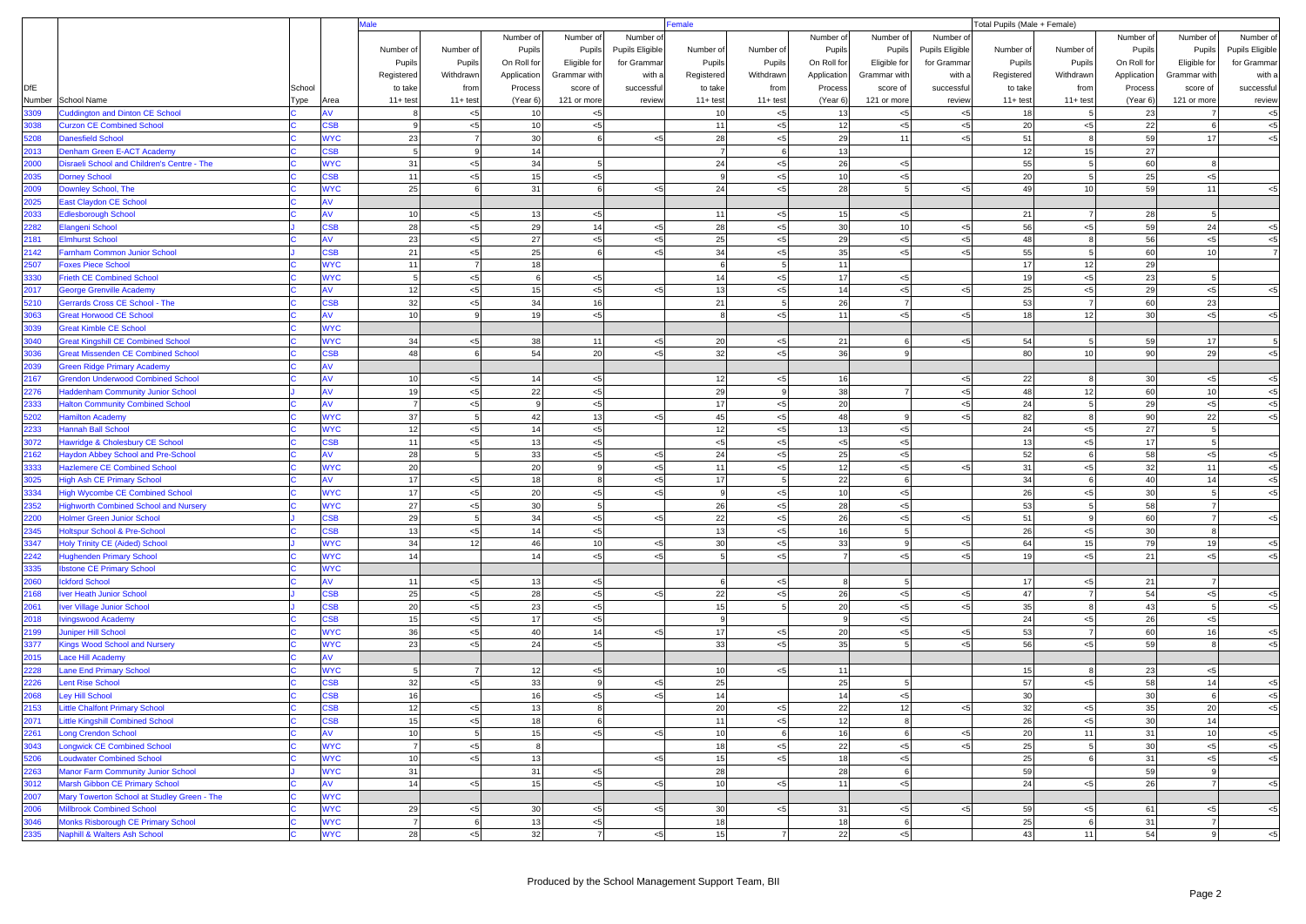| DfE Number | School Name | School Type | Area | Male | | | | | Female | | | | | Total Pupils (Male + Female) | | | | |
|---|---|---|---|---|---|---|---|---|---|---|---|---|---|---|---|---|---|---|
| | | | | Number of Pupils Registered to take 11+ test | Number of Pupils Withdrawn from 11+ test | Number of Pupils On Roll for Application Process (Year 6) | Number of Pupils Eligible for Grammar with score of 121 or more | Number of Pupils Eligible for Grammar with a successful review | Number of Pupils Registered to take 11+ test | Number of Pupils Withdrawn from 11+ test | Number of Pupils On Roll for Application Process (Year 6) | Number of Pupils Eligible for Grammar with score of 121 or more | Number of Pupils Eligible for Grammar with a successful review | Number of Pupils Registered to take 11+ test | Number of Pupils Withdrawn from 11+ test | Number of Pupils On Roll for Application Process (Year 6) | Number of Pupils Eligible for Grammar with score of 121 or more | Number of Pupils Eligible for Grammar with a successful review |
| 3309 | Cuddington and Dinton CE School | C | AV | 8 | <5 | 10 | <5 | | 10 | <5 | 13 | <5 | <5 | 18 | 5 | 23 | 7 | <5 |
| 3038 | Curzon CE Combined School | C | CSB | 9 | <5 | 10 | <5 | | 11 | <5 | 12 | <5 | <5 | 20 | <5 | 22 | 6 | <5 |
| 5208 | Danesfield School | C | WYC | 23 | 7 | 30 | 6 | <5 | 28 | <5 | 29 | 11 | <5 | 51 | 8 | 59 | 17 | <5 |
| 2013 | Denham Green E-ACT Academy | C | CSB | 5 | 9 | 14 | | | 7 | 6 | 13 | | | 12 | 15 | 27 | | |
| 2000 | Disraeli School and Children's Centre - The | C | WYC | 31 | <5 | 34 | 5 | | 24 | <5 | 26 | <5 | | 55 | 5 | 60 | 8 | |
| 2035 | Dorney School | C | CSB | 11 | <5 | 15 | <5 | | 9 | <5 | 10 | <5 | | 20 | 5 | 25 | <5 | |
| 2009 | Downley School, The | C | WYC | 25 | 6 | 31 | 6 | <5 | 24 | <5 | 28 | 5 | <5 | 49 | 10 | 59 | 11 | <5 |
| 2025 | East Claydon CE School | C | AV | | | | | | | | | | | | | | | |
| 2033 | Edlesborough School | C | AV | 10 | <5 | 13 | <5 | | 11 | <5 | 15 | <5 | | 21 | 7 | 28 | 5 | |
| 2282 | Elangeni School | J | CSB | 28 | <5 | 29 | 14 | <5 | 28 | <5 | 30 | 10 | <5 | 56 | <5 | 59 | 24 | <5 |
| 2181 | Elmhurst School | C | AV | 23 | <5 | 27 | <5 | <5 | 25 | <5 | 29 | <5 | <5 | 48 | 8 | 56 | <5 | <5 |
| 2142 | Farnham Common Junior School | J | CSB | 21 | <5 | 25 | 6 | <5 | 34 | <5 | 35 | <5 | <5 | 55 | 5 | 60 | 10 | 7 |
| 2507 | Foxes Piece School | C | WYC | 11 | 7 | 18 | | | 6 | 5 | 11 | | | 17 | 12 | 29 | | |
| 3330 | Frieth CE Combined School | C | WYC | 5 | <5 | 6 | <5 | | 14 | <5 | 17 | <5 | | 19 | <5 | 23 | 5 | |
| 2017 | George Grenville Academy | C | AV | 12 | <5 | 15 | <5 | <5 | 13 | <5 | 14 | <5 | <5 | 25 | <5 | 29 | <5 | <5 |
| 5210 | Gerrards Cross CE School - The | C | CSB | 32 | <5 | 34 | 16 | | 21 | 5 | 26 | 7 | | 53 | 7 | 60 | 23 | |
| 3063 | Great Horwood CE School | C | AV | 10 | 9 | 19 | <5 | | 8 | <5 | 11 | <5 | <5 | 18 | 12 | 30 | <5 | <5 |
| 3039 | Great Kimble CE School | C | WYC | | | | | | | | | | | | | | | |
| 3040 | Great Kingshill CE Combined School | C | WYC | 34 | <5 | 38 | 11 | <5 | 20 | <5 | 21 | 6 | <5 | 54 | 5 | 59 | 17 | 5 |
| 3036 | Great Missenden CE Combined School | C | CSB | 48 | 6 | 54 | 20 | <5 | 32 | <5 | 36 | 9 | | 80 | 10 | 90 | 29 | <5 |
| 2039 | Green Ridge Primary Academy | C | AV | | | | | | | | | | | | | | | |
| 2167 | Grendon Underwood Combined School | C | AV | 10 | <5 | 14 | <5 | | 12 | <5 | 16 | | <5 | 22 | 8 | 30 | <5 | <5 |
| 2276 | Haddenham Community Junior School | J | AV | 19 | <5 | 22 | <5 | | 29 | 9 | 38 | 7 | <5 | 48 | 12 | 60 | 10 | <5 |
| 2333 | Halton Community Combined School | C | AV | 7 | <5 | 9 | <5 | | 17 | <5 | 20 | | <5 | 24 | 5 | 29 | <5 | <5 |
| 5202 | Hamilton Academy | C | WYC | 37 | 5 | 42 | 13 | <5 | 45 | <5 | 48 | 9 | <5 | 82 | 8 | 90 | 22 | <5 |
| 2233 | Hannah Ball School | C | WYC | 12 | <5 | 14 | <5 | | 12 | <5 | 13 | <5 | | 24 | <5 | 27 | 5 | |
| 3072 | Hawridge & Cholesbury CE School | C | CSB | 11 | <5 | 13 | <5 | | <5 | <5 | <5 | <5 | | 13 | <5 | 17 | 5 | |
| 2162 | Haydon Abbey School and Pre-School | C | AV | 28 | 5 | 33 | <5 | <5 | 24 | <5 | 25 | <5 | | 52 | 6 | 58 | <5 | <5 |
| 3333 | Hazlemere CE Combined School | C | WYC | 20 | | 20 | 9 | <5 | 11 | <5 | 12 | <5 | <5 | 31 | <5 | 32 | 11 | <5 |
| 3025 | High Ash CE Primary School | C | AV | 17 | <5 | 18 | 8 | <5 | 17 | 5 | 22 | 6 | | 34 | 6 | 40 | 14 | <5 |
| 3334 | High Wycombe CE Combined School | C | WYC | 17 | <5 | 20 | <5 | <5 | 9 | <5 | 10 | <5 | | 26 | <5 | 30 | 5 | <5 |
| 2352 | Highworth Combined School and Nursery | C | WYC | 27 | <5 | 30 | 5 | | 26 | <5 | 28 | <5 | | 53 | 5 | 58 | 7 | |
| 2200 | Holmer Green Junior School | J | CSB | 29 | 5 | 34 | <5 | <5 | 22 | <5 | 26 | <5 | <5 | 51 | 9 | 60 | 7 | <5 |
| 2345 | Holtspur School & Pre-School | C | CSB | 13 | <5 | 14 | <5 | | 13 | <5 | 16 | 5 | | 26 | <5 | 30 | 8 | |
| 3347 | Holy Trinity CE (Aided) School | J | WYC | 34 | 12 | 46 | 10 | <5 | 30 | <5 | 33 | 9 | <5 | 64 | 15 | 79 | 19 | <5 |
| 2242 | Hughenden Primary School | C | WYC | 14 | | 14 | <5 | <5 | 5 | <5 | 7 | <5 | <5 | 19 | <5 | 21 | <5 | <5 |
| 3335 | Ibstone CE Primary School | C | WYC | | | | | | | | | | | | | | | |
| 2060 | Ickford School | C | AV | 11 | <5 | 13 | <5 | | 6 | <5 | 8 | 5 | | 17 | <5 | 21 | 7 | |
| 2168 | Iver Heath Junior School | J | CSB | 25 | <5 | 28 | <5 | <5 | 22 | <5 | 26 | <5 | <5 | 47 | 7 | 54 | <5 | <5 |
| 2061 | Iver Village Junior School | J | CSB | 20 | <5 | 23 | <5 | | 15 | 5 | 20 | <5 | <5 | 35 | 8 | 43 | 5 | <5 |
| 2018 | Ivingswood Academy | C | CSB | 15 | <5 | 17 | <5 | | 9 | | 9 | <5 | | 24 | <5 | 26 | <5 | |
| 2199 | Juniper Hill School | C | WYC | 36 | <5 | 40 | 14 | <5 | 17 | <5 | 20 | <5 | <5 | 53 | 7 | 60 | 16 | <5 |
| 3377 | Kings Wood School and Nursery | C | WYC | 23 | <5 | 24 | <5 | | 33 | <5 | 35 | 5 | <5 | 56 | <5 | 59 | 8 | <5 |
| 2015 | Lace Hill Academy | C | AV | | | | | | | | | | | | | | | |
| 2228 | Lane End Primary School | C | WYC | 5 | 7 | 12 | <5 | | 10 | <5 | 11 | | | 15 | 8 | 23 | <5 | |
| 2226 | Lent Rise School | C | CSB | 32 | <5 | 33 | 9 | <5 | 25 | | 25 | 5 | | 57 | <5 | 58 | 14 | <5 |
| 2068 | Ley Hill School | C | CSB | 16 | | 16 | <5 | <5 | 14 | | 14 | <5 | | 30 | | 30 | 6 | <5 |
| 2153 | Little Chalfont Primary School | C | CSB | 12 | <5 | 13 | 8 | | 20 | <5 | 22 | 12 | <5 | 32 | <5 | 35 | 20 | <5 |
| 2071 | Little Kingshill Combined School | C | CSB | 15 | <5 | 18 | 6 | | 11 | <5 | 12 | 8 | | 26 | <5 | 30 | 14 | |
| 2261 | Long Crendon School | C | AV | 10 | 5 | 15 | <5 | <5 | 10 | 6 | 16 | 6 | <5 | 20 | 11 | 31 | 10 | <5 |
| 3043 | Longwick CE Combined School | C | WYC | 7 | <5 | 8 | | | 18 | <5 | 22 | <5 | <5 | 25 | 5 | 30 | <5 | <5 |
| 5206 | Loudwater Combined School | C | WYC | 10 | <5 | 13 | | <5 | 15 | <5 | 18 | <5 | | 25 | 6 | 31 | <5 | <5 |
| 2263 | Manor Farm Community Junior School | J | WYC | 31 | | 31 | <5 | | 28 | | 28 | 6 | | 59 | | 59 | 9 | |
| 3012 | Marsh Gibbon CE Primary School | C | AV | 14 | <5 | 15 | <5 | <5 | 10 | <5 | 11 | <5 | | 24 | <5 | 26 | 7 | <5 |
| 2007 | Mary Towerton School at Studley Green - The | C | WYC | | | | | | | | | | | | | | | |
| 2006 | Millbrook Combined School | C | WYC | 29 | <5 | 30 | <5 | <5 | 30 | <5 | 31 | <5 | <5 | 59 | <5 | 61 | <5 | <5 |
| 3046 | Monks Risborough CE Primary School | C | WYC | 7 | 6 | 13 | <5 | | 18 | | 18 | 6 | | 25 | 6 | 31 | 7 | |
| 2335 | Naphill & Walters Ash School | C | WYC | 28 | <5 | 32 | 7 | <5 | 15 | 7 | 22 | <5 | | 43 | 11 | 54 | 9 | <5 |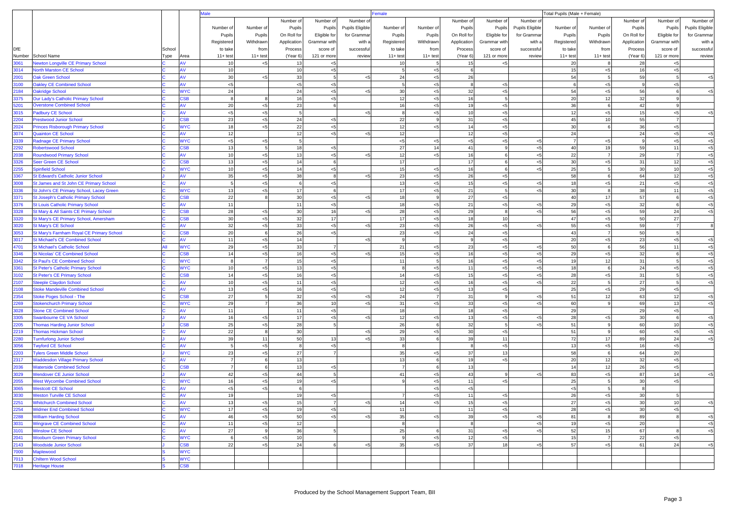| DfE Number | School Name | School Type | Area | Male | | | | | Female | | | | | Total Pupils (Male + Female) | | | | |
|---|---|---|---|---|---|---|---|---|---|---|---|---|---|---|---|---|---|---|
| | | | | Number of Pupils Registered to take 11+ test | Number of Pupils Withdrawn from 11+ test | Number of Pupils On Roll for Application Process (Year 6) | Number of Pupils Eligible for Grammar with score of 121 or more | Number of Pupils Eligible for Grammar with a successful review | Number of Pupils Registered to take 11+ test | Number of Pupils Withdrawn from 11+ test | Number of Pupils On Roll for Application Process (Year 6) | Number of Pupils Eligible for Grammar with score of 121 or more | Number of Pupils Eligible for Grammar with a successful review | Number of Pupils Registered to take 11+ test | Number of Pupils Withdrawn from 11+ test | Number of Pupils On Roll for Application Process (Year 6) | Number of Pupils Eligible for Grammar with score of 121 or more | Number of Pupils Eligible for Grammar with a successful review |
| 3061 | Newton Longville CE Primary School | C | AV | 10 | <5 | 13 | <5 | | 10 | 5 | 15 | <5 | | 20 | 8 | 28 | <5 | |
| 3014 | North Marston CE School | C | AV | 10 | | 10 | <5 | | 5 | <5 | 6 | | | 15 | <5 | 16 | <5 | |
| 2001 | Oak Green School | C | AV | 30 | <5 | 33 | 5 | <5 | 24 | <5 | 26 | | | 54 | 5 | 59 | 5 | <5 |
| 3100 | Oakley CE Combined School | C | AV | <5 | | <5 | <5 | | 5 | <5 | 8 | <5 | | 6 | <5 | 9 | <5 | |
| 2184 | Oakridge School | C | WYC | 24 | | 24 | <5 | <5 | 30 | <5 | 32 | <5 | | 54 | <5 | 56 | 6 | <5 |
| 3375 | Our Lady's Catholic Primary School | C | CSB | 8 | 8 | 16 | <5 | | 12 | <5 | 16 | 5 | | 20 | 12 | 32 | 9 | |
| 5201 | Overstone Combined School | C | AV | 20 | <5 | 23 | 6 | | 16 | <5 | 19 | <5 | | 36 | 6 | 42 | 9 | |
| 3015 | Padbury CE School | C | AV | <5 | <5 | 5 | | <5 | 8 | <5 | 10 | <5 | | 12 | <5 | 15 | <5 | <5 |
| 2204 | Prestwood Junior School | J | CSB | 23 | <5 | 24 | <5 | | 22 | 9 | 31 | <5 | | 45 | 10 | 55 | 7 | |
| 2024 | Princes Risborough Primary School | C | WYC | 18 | <5 | 22 | <5 | | 12 | <5 | 14 | <5 | | 30 | 6 | 36 | <5 | |
| 3074 | Quainton CE School | C | AV | 12 | | 12 | <5 | <5 | 12 | | 12 | <5 | | 24 | | 24 | <5 | <5 |
| 3339 | Radnage CE Primary School | C | WYC | <5 | <5 | 5 | | | <5 | <5 | <5 | <5 | <5 | 7 | <5 | 9 | <5 | <5 |
| 2292 | Robertswood School | C | CSB | 13 | 5 | 18 | <5 | | 27 | 14 | 41 | 9 | <5 | 40 | 19 | 59 | 11 | <5 |
| 2038 | Roundwood Primary School | C | AV | 10 | <5 | 13 | <5 | <5 | 12 | <5 | 16 | 6 | <5 | 22 | 7 | 29 | 7 | <5 |
| 3326 | Seer Green CE School | C | CSB | 13 | <5 | 14 | 6 | | 17 | | 17 | 6 | <5 | 30 | <5 | 31 | 12 | <5 |
| 2255 | Spinfield School | C | WYC | 10 | <5 | 14 | <5 | | 15 | <5 | 16 | 6 | <5 | 25 | 5 | 30 | 10 | <5 |
| 3367 | St Edward's Catholic Junior School | J | AV | 35 | <5 | 38 | 8 | <5 | 23 | <5 | 26 | <5 | | 58 | 6 | 64 | 12 | <5 |
| 3008 | St James and St John CE Primary School | C | AV | 5 | <5 | 6 | <5 | | 13 | <5 | 15 | <5 | <5 | 18 | <5 | 21 | <5 | <5 |
| 3336 | St John's CE Primary School, Lacey Green | C | WYC | 13 | <5 | 17 | 6 | | 17 | <5 | 21 | 5 | <5 | 30 | 8 | 38 | 11 | <5 |
| 3371 | St Joseph's Catholic Primary School | C | CSB | 22 | 8 | 30 | <5 | <5 | 18 | 9 | 27 | <5 | | 40 | 17 | 57 | 6 | <5 |
| 3376 | St Louis Catholic Primary School | C | AV | 11 | | 11 | <5 | | 18 | <5 | 21 | <5 | <5 | 29 | <5 | 32 | 6 | <5 |
| 3328 | St Mary & All Saints CE Primary School | C | CSB | 28 | <5 | 30 | 16 | <5 | 28 | <5 | 29 | 8 | <5 | 56 | <5 | 59 | 24 | <5 |
| 3320 | St Mary's CE Primary School, Amersham | C | CSB | 30 | <5 | 32 | 17 | | 17 | <5 | 18 | 10 | | 47 | <5 | 50 | 27 | |
| 3020 | St Mary's CE School | C | AV | 32 | <5 | 33 | <5 | <5 | 23 | <5 | 26 | <5 | <5 | 55 | <5 | 59 | 7 | 8 |
| 3053 | St Mary's Farnham Royal CE Primary School | C | CSB | 20 | 6 | 26 | <5 | | 23 | <5 | 24 | <5 | | 43 | 7 | 50 | 5 | |
| 3017 | St Michael's CE Combined School | C | AV | 11 | <5 | 14 | | <5 | 9 | | 9 | <5 | | 20 | <5 | 23 | <5 | <5 |
| 4701 | St Michael's Catholic School | All | WYC | 29 | <5 | 33 | 7 | | 21 | <5 | 23 | <5 | <5 | 50 | 6 | 56 | 11 | <5 |
| 3346 | St Nicolas' CE Combined School | C | CSB | 14 | <5 | 16 | <5 | <5 | 15 | <5 | 16 | <5 | <5 | 29 | <5 | 32 | 6 | <5 |
| 3342 | St Paul's CE Combined School | C | WYC | 8 | 7 | 15 | <5 | | 11 | 5 | 16 | <5 | <5 | 19 | 12 | 31 | 5 | <5 |
| 3361 | St Peter's Catholic Primary School | C | WYC | 10 | <5 | 13 | <5 | | 8 | <5 | 11 | <5 | <5 | 18 | 6 | 24 | <5 | <5 |
| 3102 | St Peter's CE Primary School | C | CSB | 14 | <5 | 16 | <5 | | 14 | <5 | 15 | <5 | <5 | 28 | <5 | 31 | 5 | <5 |
| 2107 | Steeple Claydon School | C | AV | 10 | <5 | 11 | <5 | | 12 | <5 | 16 | <5 | <5 | 22 | 5 | 27 | 5 | <5 |
| 2108 | Stoke Mandeville Combined School | C | AV | 13 | <5 | 16 | <5 | | 12 | <5 | 13 | <5 | | 25 | <5 | 29 | <5 | |
| 2354 | Stoke Poges School - The | C | CSB | 27 | 5 | 32 | <5 | <5 | 24 | 7 | 31 | 9 | <5 | 51 | 12 | 63 | 12 | <5 |
| 2269 | Stokenchurch Primary School | C | WYC | 29 | 7 | 36 | 10 | <5 | 31 | <5 | 33 | <5 | <5 | 60 | 9 | 69 | 13 | <5 |
| 3028 | Stone CE Combined School | C | AV | 11 | | 11 | <5 | | 18 | | 18 | <5 | | 29 | | 29 | <5 | |
| 3305 | Swanbourne CE VA School | J | AV | 16 | <5 | 17 | <5 | <5 | 12 | <5 | 13 | <5 | <5 | 28 | <5 | 30 | 6 | <5 |
| 2205 | Thomas Harding Junior School | J | CSB | 25 | <5 | 28 | 5 | | 26 | 6 | 32 | 5 | <5 | 51 | 9 | 60 | 10 | <5 |
| 2219 | Thomas Hickman School | C | AV | 22 | 8 | 30 | | <5 | 29 | <5 | 30 | <5 | | 51 | 9 | 60 | <5 | <5 |
| 2280 | Turnfurlong Junior School | J | AV | 39 | 11 | 50 | 13 | <5 | 33 | 6 | 39 | 11 | | 72 | 17 | 89 | 24 | <5 |
| 3056 | Twyford CE School | C | AV | 5 | <5 | 8 | <5 | | 8 | | 8 | <5 | | 13 | <5 | 16 | <5 | |
| 2203 | Tylers Green Middle School | J | WYC | 23 | <5 | 27 | 7 | | 35 | <5 | 37 | 13 | | 58 | 6 | 64 | 20 | |
| 2317 | Waddesdon Village Primary School | C | AV | 7 | 6 | 13 | | | 13 | 6 | 19 | <5 | | 20 | 12 | 32 | <5 | |
| 2036 | Waterside Combined School | C | CSB | 7 | 6 | 13 | <5 | | 7 | 6 | 13 | | | 14 | 12 | 26 | <5 | |
| 3029 | Wendover CE Junior School | J | AV | 42 | <5 | 44 | 5 | | 41 | <5 | 43 | 9 | <5 | 83 | <5 | 87 | 14 | <5 |
| 2055 | West Wycombe Combined School | C | WYC | 16 | <5 | 19 | <5 | | 9 | <5 | 11 | <5 | | 25 | 5 | 30 | <5 | |
| 3065 | Westcott CE School | C | AV | <5 | <5 | 6 | | | | <5 | <5 | | | <5 | 5 | 8 | | |
| 3030 | Weston Turville CE School | C | AV | 19 | | 19 | <5 | | 7 | <5 | 11 | <5 | | 26 | <5 | 30 | 5 | |
| 2251 | Whitchurch Combined School | C | AV | 13 | <5 | 15 | 7 | <5 | 14 | <5 | 15 | <5 | | 27 | <5 | 30 | 10 | <5 |
| 2254 | Widmer End Combined School | C | WYC | 17 | <5 | 19 | <5 | | 11 | | 11 | <5 | | 28 | <5 | 30 | <5 | |
| 2288 | William Harding School | C | AV | 46 | <5 | 50 | <5 | <5 | 35 | <5 | 39 | <5 | <5 | 81 | 8 | 89 | 8 | <5 |
| 3031 | Wingrave CE Combined School | C | AV | 11 | <5 | 12 | | | 8 | | 8 | | <5 | 19 | <5 | 20 | | <5 |
| 3101 | Winslow CE School | C | AV | 27 | 9 | 36 | 5 | | 25 | 6 | 31 | <5 | <5 | 52 | 15 | 67 | 8 | <5 |
| 2041 | Wooburn Green Primary School | C | WYC | 6 | <5 | 10 | | | 9 | <5 | 12 | <5 | | 15 | 7 | 22 | <5 | |
| 2143 | Woodside Junior School | J | CSB | 22 | <5 | 24 | 6 | <5 | 35 | <5 | 37 | 18 | <5 | 57 | <5 | 61 | 24 | <5 |
| 7000 | Maplewood | S | WYC | | | | | | | | | | | | | | | |
| 7013 | Chiltern Wood School | S | WYC | | | | | | | | | | | | | | | |
| 7018 | Heritage House | S | CSB | | | | | | | | | | | | | | | |

Produced by the School Management Support Team, BII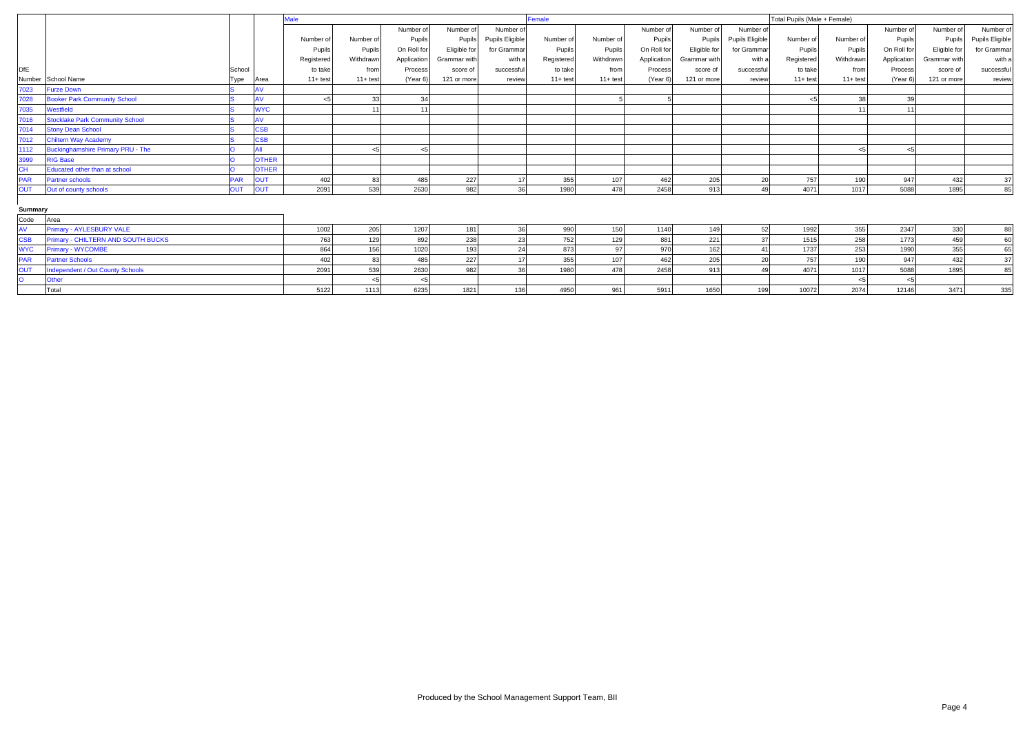| DfE Number | School Name | School Type | Area | Male | | | | | Female | | | | | Total Pupils (Male + Female) | | | | |
|---|---|---|---|---|---|---|---|---|---|---|---|---|---|---|---|---|---|---|
| | | | | Number of Pupils Registered to take 11+ test | Number of Pupils Withdrawn from 11+ test | Number of Pupils On Roll for Application Process (Year 6) | Number of Pupils Eligible for Grammar with score of 121 or more | Number of Pupils Eligible for Grammar with a successful review | Number of Pupils Registered to take 11+ test | Number of Pupils Withdrawn from 11+ test | Number of Pupils On Roll for Application Process (Year 6) | Number of Pupils Eligible for Grammar with score of 121 or more | Number of Pupils Eligible for Grammar with a successful review | Number of Pupils Registered to take 11+ test | Number of Pupils Withdrawn from 11+ test | Number of Pupils On Roll for Application Process (Year 6) | Number of Pupils Eligible for Grammar with score of 121 or more | Number of Pupils Eligible for Grammar with a successful review |
| 7023 | Furze Down | S | AV | | | | | | | | | | | | | | | |
| 7028 | Booker Park Community School | S | AV | <5 | 33 | 34 | | | | 5 | 5 | | | <5 | 38 | 39 | | |
| 7035 | Westfield | S | WYC | | 11 | 11 | | | | | | | | | 11 | 11 | | |
| 7016 | Stocklake Park Community School | S | AV | | | | | | | | | | | | | | | |
| 7014 | Stony Dean School | S | CSB | | | | | | | | | | | | | | | |
| 7012 | Chiltern Way Academy | S | CSB | | | | | | | | | | | | | | | |
| 1112 | Buckinghamshire Primary PRU - The | O | All | | <5 | <5 | | | | | | | | | <5 | <5 | | |
| 3999 | RIG Base | O | OTHER | | | | | | | | | | | | | | | |
| CH | Educated other than at school | O | OTHER | | | | | | | | | | | | | | | |
| PAR | Partner schools | PAR | OUT | 402 | 83 | 485 | 227 | 17 | 355 | 107 | 462 | 205 | 20 | 757 | 190 | 947 | 432 | 37 |
| OUT | Out of county schools | OUT | OUT | 2091 | 539 | 2630 | 982 | 36 | 1980 | 478 | 2458 | 913 | 49 | 4071 | 1017 | 5088 | 1895 | 85 |

**Summary**

| Code | Area | | | | | | | | | | | | | | | |
|---|---|---|---|---|---|---|---|---|---|---|---|---|---|---|---|---|
| AV | Primary - AYLESBURY VALE | 1002 | 205 | 1207 | 181 | 36 | 990 | 150 | 1140 | 149 | 52 | 1992 | 355 | 2347 | 330 | 88 |
| CSB | Primary - CHILTERN AND SOUTH BUCKS | 763 | 129 | 892 | 238 | 23 | 752 | 129 | 881 | 221 | 37 | 1515 | 258 | 1773 | 459 | 60 |
| WYC | Primary - WYCOMBE | 864 | 156 | 1020 | 193 | 24 | 873 | 97 | 970 | 162 | 41 | 1737 | 253 | 1990 | 355 | 65 |
| PAR | Partner Schools | 402 | 83 | 485 | 227 | 17 | 355 | 107 | 462 | 205 | 20 | 757 | 190 | 947 | 432 | 37 |
| OUT | Independent / Out County Schools | 2091 | 539 | 2630 | 982 | 36 | 1980 | 478 | 2458 | 913 | 49 | 4071 | 1017 | 5088 | 1895 | 85 |
| O | Other | | <5 | <5 | | | | | | | | | <5 | <5 | | |
| | Total | 5122 | 1113 | 6235 | 1821 | 136 | 4950 | 961 | 5911 | 1650 | 199 | 10072 | 2074 | 12146 | 3471 | 335 |